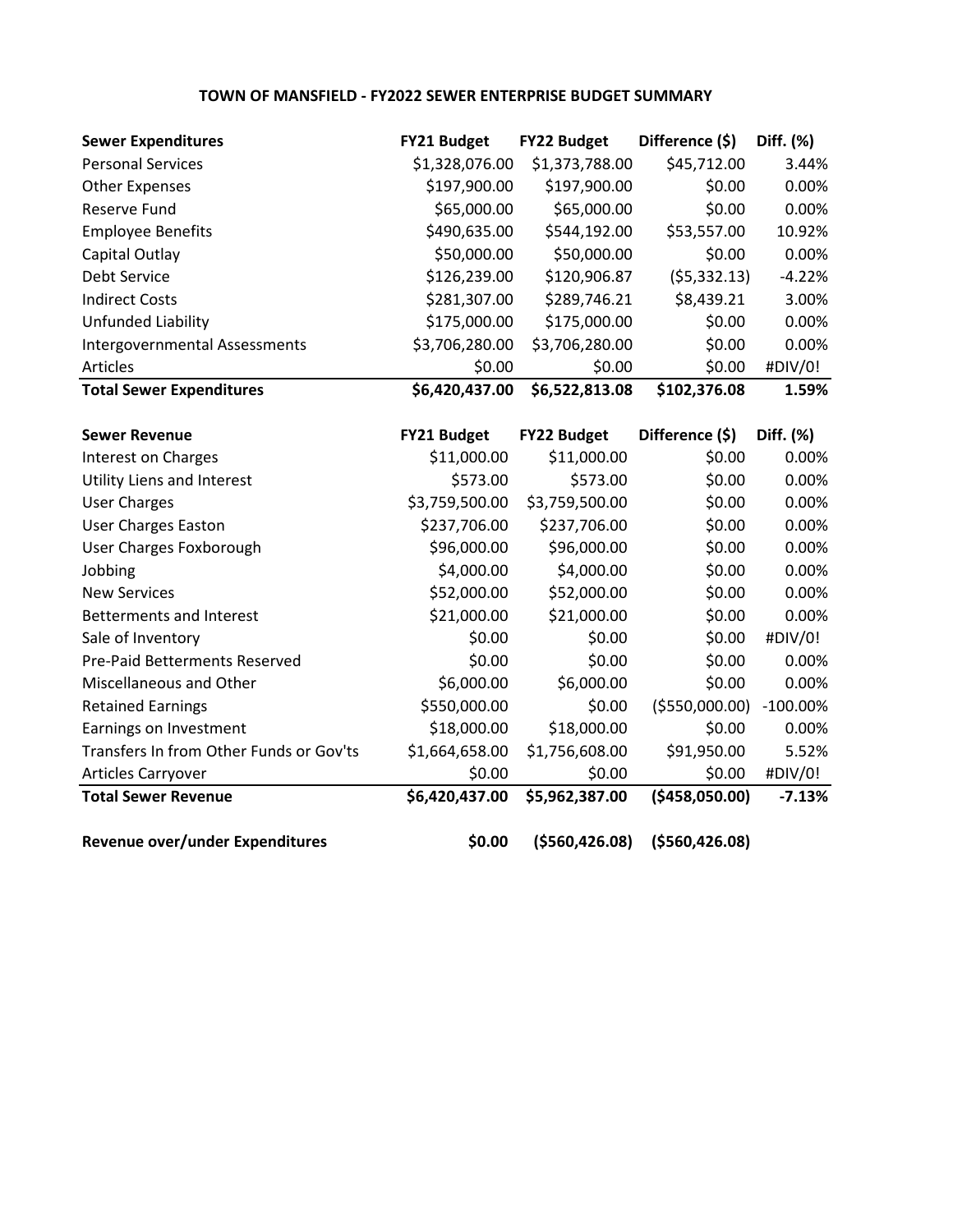# TOWN OF MANSFIELD - FY2022 SEWER ENTERPRISE BUDGET SUMMARY

| **Sewer Expenditures** | **FY21 Budget** | **FY22 Budget** | **Difference ($)** | **Diff. (%)** |
|---|---|---|---|---|
| Personal Services | $1,328,076.00 | $1,373,788.00 | $45,712.00 | 3.44% |
| Other Expenses | $197,900.00 | $197,900.00 | $0.00 | 0.00% |
| Reserve Fund | $65,000.00 | $65,000.00 | $0.00 | 0.00% |
| Employee Benefits | $490,635.00 | $544,192.00 | $53,557.00 | 10.92% |
| Capital Outlay | $50,000.00 | $50,000.00 | $0.00 | 0.00% |
| Debt Service | $126,239.00 | $120,906.87 | ($5,332.13) | -4.22% |
| Indirect Costs | $281,307.00 | $289,746.21 | $8,439.21 | 3.00% |
| Unfunded Liability | $175,000.00 | $175,000.00 | $0.00 | 0.00% |
| Intergovernmental Assessments | $3,706,280.00 | $3,706,280.00 | $0.00 | 0.00% |
| Articles | $0.00 | $0.00 | $0.00 | #DIV/0! |
| **Total Sewer Expenditures** | **$6,420,437.00** | **$6,522,813.08** | **$102,376.08** | **1.59%** |

| **Sewer Revenue** | **FY21 Budget** | **FY22 Budget** | **Difference ($)** | **Diff. (%)** |
|---|---|---|---|---|
| Interest on Charges | $11,000.00 | $11,000.00 | $0.00 | 0.00% |
| Utility Liens and Interest | $573.00 | $573.00 | $0.00 | 0.00% |
| User Charges | $3,759,500.00 | $3,759,500.00 | $0.00 | 0.00% |
| User Charges Easton | $237,706.00 | $237,706.00 | $0.00 | 0.00% |
| User Charges Foxborough | $96,000.00 | $96,000.00 | $0.00 | 0.00% |
| Jobbing | $4,000.00 | $4,000.00 | $0.00 | 0.00% |
| New Services | $52,000.00 | $52,000.00 | $0.00 | 0.00% |
| Betterments and Interest | $21,000.00 | $21,000.00 | $0.00 | 0.00% |
| Sale of Inventory | $0.00 | $0.00 | $0.00 | #DIV/0! |
| Pre-Paid Betterments Reserved | $0.00 | $0.00 | $0.00 | 0.00% |
| Miscellaneous and Other | $6,000.00 | $6,000.00 | $0.00 | 0.00% |
| Retained Earnings | $550,000.00 | $0.00 | ($550,000.00) | -100.00% |
| Earnings on Investment | $18,000.00 | $18,000.00 | $0.00 | 0.00% |
| Transfers In from Other Funds or Gov'ts | $1,664,658.00 | $1,756,608.00 | $91,950.00 | 5.52% |
| Articles Carryover | $0.00 | $0.00 | $0.00 | #DIV/0! |
| **Total Sewer Revenue** | **$6,420,437.00** | **$5,962,387.00** | **($458,050.00)** | **-7.13%** |
| | | | | |
| **Revenue over/under Expenditures** | **$0.00** | **($560,426.08)** | **($560,426.08)** | |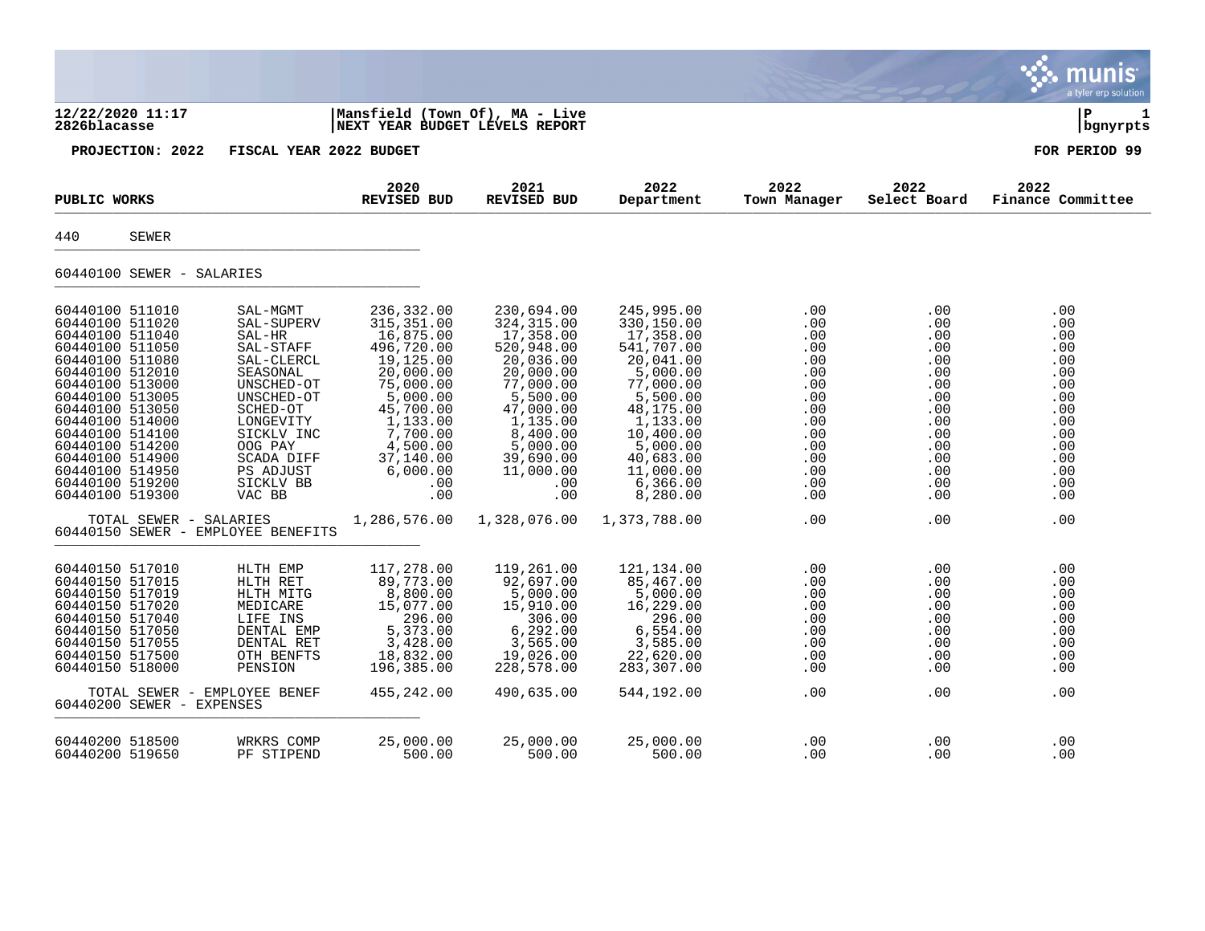12/22/2020 11:17 | Mansfield (Town Of), MA - Live | P 1
2826blacasse | NEXT YEAR BUDGET LEVELS REPORT | bgnyrpts

**PROJECTION: 2022    FISCAL YEAR 2022 BUDGET**    **FOR PERIOD 99**

| PUBLIC WORKS | | 2020 REVISED BUD | 2021 REVISED BUD | 2022 Department | 2022 Town Manager | 2022 Select Board | 2022 Finance Committee |
|---|---|---|---|---|---|---|---|
| **440 SEWER** | | | | | | | |
| **60440100 SEWER - SALARIES** | | | | | | | |
| 60440100 511010 | SAL-MGMT | 236,332.00 | 230,694.00 | 245,995.00 | .00 | .00 | .00 |
| 60440100 511020 | SAL-SUPERV | 315,351.00 | 324,315.00 | 330,150.00 | .00 | .00 | .00 |
| 60440100 511040 | SAL-HR | 16,875.00 | 17,358.00 | 17,358.00 | .00 | .00 | .00 |
| 60440100 511050 | SAL-STAFF | 496,720.00 | 520,948.00 | 541,707.00 | .00 | .00 | .00 |
| 60440100 511080 | SAL-CLERCL | 19,125.00 | 20,036.00 | 20,041.00 | .00 | .00 | .00 |
| 60440100 512010 | SEASONAL | 20,000.00 | 20,000.00 | 5,000.00 | .00 | .00 | .00 |
| 60440100 513000 | UNSCHED-OT | 75,000.00 | 77,000.00 | 77,000.00 | .00 | .00 | .00 |
| 60440100 513005 | UNSCHED-OT | 5,000.00 | 5,500.00 | 5,500.00 | .00 | .00 | .00 |
| 60440100 513050 | SCHED-OT | 45,700.00 | 47,000.00 | 48,175.00 | .00 | .00 | .00 |
| 60440100 514000 | LONGEVITY | 1,133.00 | 1,135.00 | 1,133.00 | .00 | .00 | .00 |
| 60440100 514100 | SICKLV INC | 7,700.00 | 8,400.00 | 10,400.00 | .00 | .00 | .00 |
| 60440100 514200 | OOG PAY | 4,500.00 | 5,000.00 | 5,000.00 | .00 | .00 | .00 |
| 60440100 514900 | SCADA DIFF | 37,140.00 | 39,690.00 | 40,683.00 | .00 | .00 | .00 |
| 60440100 514950 | PS ADJUST | 6,000.00 | 11,000.00 | 11,000.00 | .00 | .00 | .00 |
| 60440100 519200 | SICKLV BB | .00 | .00 | 6,366.00 | .00 | .00 | .00 |
| 60440100 519300 | VAC BB | .00 | .00 | 8,280.00 | .00 | .00 | .00 |
| TOTAL SEWER - SALARIES | | 1,286,576.00 | 1,328,076.00 | 1,373,788.00 | .00 | .00 | .00 |
| **60440150 SEWER - EMPLOYEE BENEFITS** | | | | | | | |
| 60440150 517010 | HLTH EMP | 117,278.00 | 119,261.00 | 121,134.00 | .00 | .00 | .00 |
| 60440150 517015 | HLTH RET | 89,773.00 | 92,697.00 | 85,467.00 | .00 | .00 | .00 |
| 60440150 517019 | HLTH MITG | 8,800.00 | 5,000.00 | 5,000.00 | .00 | .00 | .00 |
| 60440150 517020 | MEDICARE | 15,077.00 | 15,910.00 | 16,229.00 | .00 | .00 | .00 |
| 60440150 517040 | LIFE INS | 296.00 | 306.00 | 296.00 | .00 | .00 | .00 |
| 60440150 517050 | DENTAL EMP | 5,373.00 | 6,292.00 | 6,554.00 | .00 | .00 | .00 |
| 60440150 517055 | DENTAL RET | 3,428.00 | 3,565.00 | 3,585.00 | .00 | .00 | .00 |
| 60440150 517500 | OTH BENFTS | 18,832.00 | 19,026.00 | 22,620.00 | .00 | .00 | .00 |
| 60440150 518000 | PENSION | 196,385.00 | 228,578.00 | 283,307.00 | .00 | .00 | .00 |
| TOTAL SEWER - EMPLOYEE BENEF | | 455,242.00 | 490,635.00 | 544,192.00 | .00 | .00 | .00 |
| **60440200 SEWER - EXPENSES** | | | | | | | |
| 60440200 518500 | WRKRS COMP | 25,000.00 | 25,000.00 | 25,000.00 | .00 | .00 | .00 |
| 60440200 519650 | PF STIPEND | 500.00 | 500.00 | 500.00 | .00 | .00 | .00 |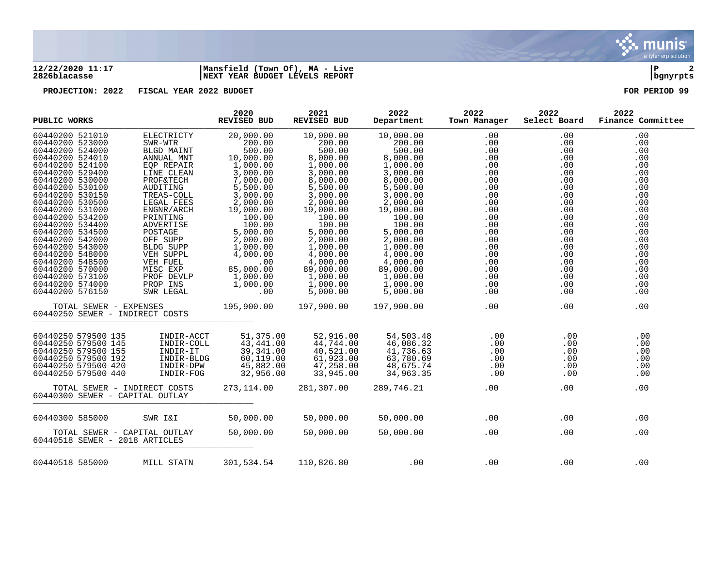**12/22/2020 11:17** | **Mansfield (Town Of), MA - Live** | **P 2**
**2826blacasse** | **NEXT YEAR BUDGET LEVELS REPORT** | **bgnyrpts**

**PROJECTION: 2022 FISCAL YEAR 2022 BUDGET** **FOR PERIOD 99**

| PUBLIC WORKS | | 2020 REVISED BUD | 2021 REVISED BUD | 2022 Department | 2022 Town Manager | 2022 Select Board | 2022 Finance Committee |
|---|---|---|---|---|---|---|---|
| 60440200 521010 | ELECTRICTY | 20,000.00 | 10,000.00 | 10,000.00 | .00 | .00 | .00 |
| 60440200 523000 | SWR-WTR | 200.00 | 200.00 | 200.00 | .00 | .00 | .00 |
| 60440200 524000 | BLGD MAINT | 500.00 | 500.00 | 500.00 | .00 | .00 | .00 |
| 60440200 524010 | ANNUAL MNT | 10,000.00 | 8,000.00 | 8,000.00 | .00 | .00 | .00 |
| 60440200 524100 | EQP REPAIR | 1,000.00 | 1,000.00 | 1,000.00 | .00 | .00 | .00 |
| 60440200 529400 | LINE CLEAN | 3,000.00 | 3,000.00 | 3,000.00 | .00 | .00 | .00 |
| 60440200 530000 | PROF&TECH | 7,000.00 | 8,000.00 | 8,000.00 | .00 | .00 | .00 |
| 60440200 530100 | AUDITING | 5,500.00 | 5,500.00 | 5,500.00 | .00 | .00 | .00 |
| 60440200 530150 | TREAS-COLL | 3,000.00 | 3,000.00 | 3,000.00 | .00 | .00 | .00 |
| 60440200 530500 | LEGAL FEES | 2,000.00 | 2,000.00 | 2,000.00 | .00 | .00 | .00 |
| 60440200 531000 | ENGNR/ARCH | 19,000.00 | 19,000.00 | 19,000.00 | .00 | .00 | .00 |
| 60440200 534200 | PRINTING | 100.00 | 100.00 | 100.00 | .00 | .00 | .00 |
| 60440200 534400 | ADVERTISE | 100.00 | 100.00 | 100.00 | .00 | .00 | .00 |
| 60440200 534500 | POSTAGE | 5,000.00 | 5,000.00 | 5,000.00 | .00 | .00 | .00 |
| 60440200 542000 | OFF SUPP | 2,000.00 | 2,000.00 | 2,000.00 | .00 | .00 | .00 |
| 60440200 543000 | BLDG SUPP | 1,000.00 | 1,000.00 | 1,000.00 | .00 | .00 | .00 |
| 60440200 548000 | VEH SUPPL | 4,000.00 | 4,000.00 | 4,000.00 | .00 | .00 | .00 |
| 60440200 548500 | VEH FUEL | .00 | 4,000.00 | 4,000.00 | .00 | .00 | .00 |
| 60440200 570000 | MISC EXP | 85,000.00 | 89,000.00 | 89,000.00 | .00 | .00 | .00 |
| 60440200 573100 | PROF DEVLP | 1,000.00 | 1,000.00 | 1,000.00 | .00 | .00 | .00 |
| 60440200 574000 | PROP INS | 1,000.00 | 1,000.00 | 1,000.00 | .00 | .00 | .00 |
| 60440200 576150 | SWR LEGAL | .00 | 5,000.00 | 5,000.00 | .00 | .00 | .00 |
| TOTAL SEWER - EXPENSES | | 195,900.00 | 197,900.00 | 197,900.00 | .00 | .00 | .00 |
| 60440250 SEWER - INDIRECT COSTS | | | | | | | |
| 60440250 579500 135 | INDIR-ACCT | 51,375.00 | 52,916.00 | 54,503.48 | .00 | .00 | .00 |
| 60440250 579500 145 | INDIR-COLL | 43,441.00 | 44,744.00 | 46,086.32 | .00 | .00 | .00 |
| 60440250 579500 155 | INDIR-IT | 39,341.00 | 40,521.00 | 41,736.63 | .00 | .00 | .00 |
| 60440250 579500 192 | INDIR-BLDG | 60,119.00 | 61,923.00 | 63,780.69 | .00 | .00 | .00 |
| 60440250 579500 420 | INDIR-DPW | 45,882.00 | 47,258.00 | 48,675.74 | .00 | .00 | .00 |
| 60440250 579500 440 | INDIR-FOG | 32,956.00 | 33,945.00 | 34,963.35 | .00 | .00 | .00 |
| TOTAL SEWER - INDIRECT COSTS | | 273,114.00 | 281,307.00 | 289,746.21 | .00 | .00 | .00 |
| 60440300 SEWER - CAPITAL OUTLAY | | | | | | | |
| 60440300 585000 | SWR I&I | 50,000.00 | 50,000.00 | 50,000.00 | .00 | .00 | .00 |
| TOTAL SEWER - CAPITAL OUTLAY | | 50,000.00 | 50,000.00 | 50,000.00 | .00 | .00 | .00 |
| 60440518 SEWER - 2018 ARTICLES | | | | | | | |
| 60440518 585000 | MILL STATN | 301,534.54 | 110,826.80 | .00 | .00 | .00 | .00 |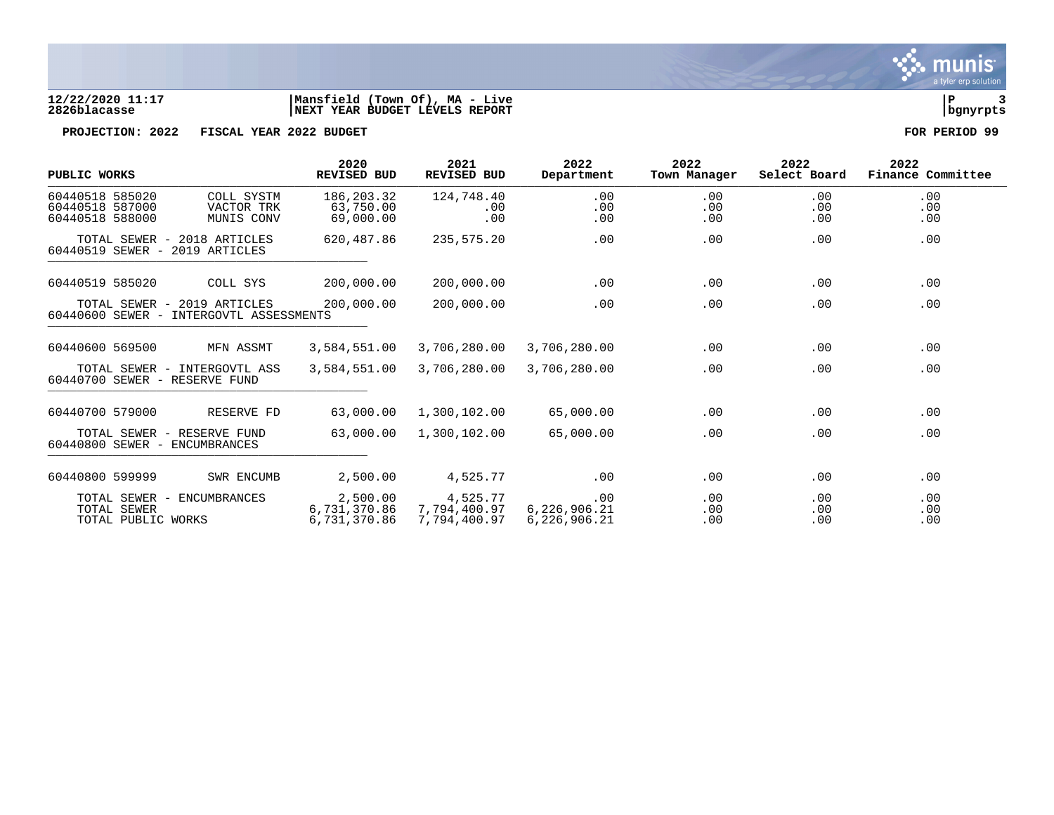**PROJECTION: 2022 FISCAL YEAR 2022 BUDGET** — FOR PERIOD 99

| PUBLIC WORKS | | 2020 REVISED BUD | 2021 REVISED BUD | 2022 Department | 2022 Town Manager | 2022 Select Board | 2022 Finance Committee |
|---|---|---|---|---|---|---|---|
| 60440518 585020 | COLL SYSTM | 186,203.32 | 124,748.40 | .00 | .00 | .00 | .00 |
| 60440518 587000 | VACTOR TRK | 63,750.00 | .00 | .00 | .00 | .00 | .00 |
| 60440518 588000 | MUNIS CONV | 69,000.00 | .00 | .00 | .00 | .00 | .00 |
| TOTAL SEWER - 2018 ARTICLES | | 620,487.86 | 235,575.20 | .00 | .00 | .00 | .00 |
| 60440519 SEWER - 2019 ARTICLES | | | | | | | |
| 60440519 585020 | COLL SYS | 200,000.00 | 200,000.00 | .00 | .00 | .00 | .00 |
| TOTAL SEWER - 2019 ARTICLES | | 200,000.00 | 200,000.00 | .00 | .00 | .00 | .00 |
| 60440600 SEWER - INTERGOVTL ASSESSMENTS | | | | | | | |
| 60440600 569500 | MFN ASSMT | 3,584,551.00 | 3,706,280.00 | 3,706,280.00 | .00 | .00 | .00 |
| TOTAL SEWER - INTERGOVTL ASS | | 3,584,551.00 | 3,706,280.00 | 3,706,280.00 | .00 | .00 | .00 |
| 60440700 SEWER - RESERVE FUND | | | | | | | |
| 60440700 579000 | RESERVE FD | 63,000.00 | 1,300,102.00 | 65,000.00 | .00 | .00 | .00 |
| TOTAL SEWER - RESERVE FUND | | 63,000.00 | 1,300,102.00 | 65,000.00 | .00 | .00 | .00 |
| 60440800 SEWER - ENCUMBRANCES | | | | | | | |
| 60440800 599999 | SWR ENCUMB | 2,500.00 | 4,525.77 | .00 | .00 | .00 | .00 |
| TOTAL SEWER - ENCUMBRANCES | | 2,500.00 | 4,525.77 | .00 | .00 | .00 | .00 |
| TOTAL SEWER | | 6,731,370.86 | 7,794,400.97 | 6,226,906.21 | .00 | .00 | .00 |
| TOTAL PUBLIC WORKS | | 6,731,370.86 | 7,794,400.97 | 6,226,906.21 | .00 | .00 | .00 |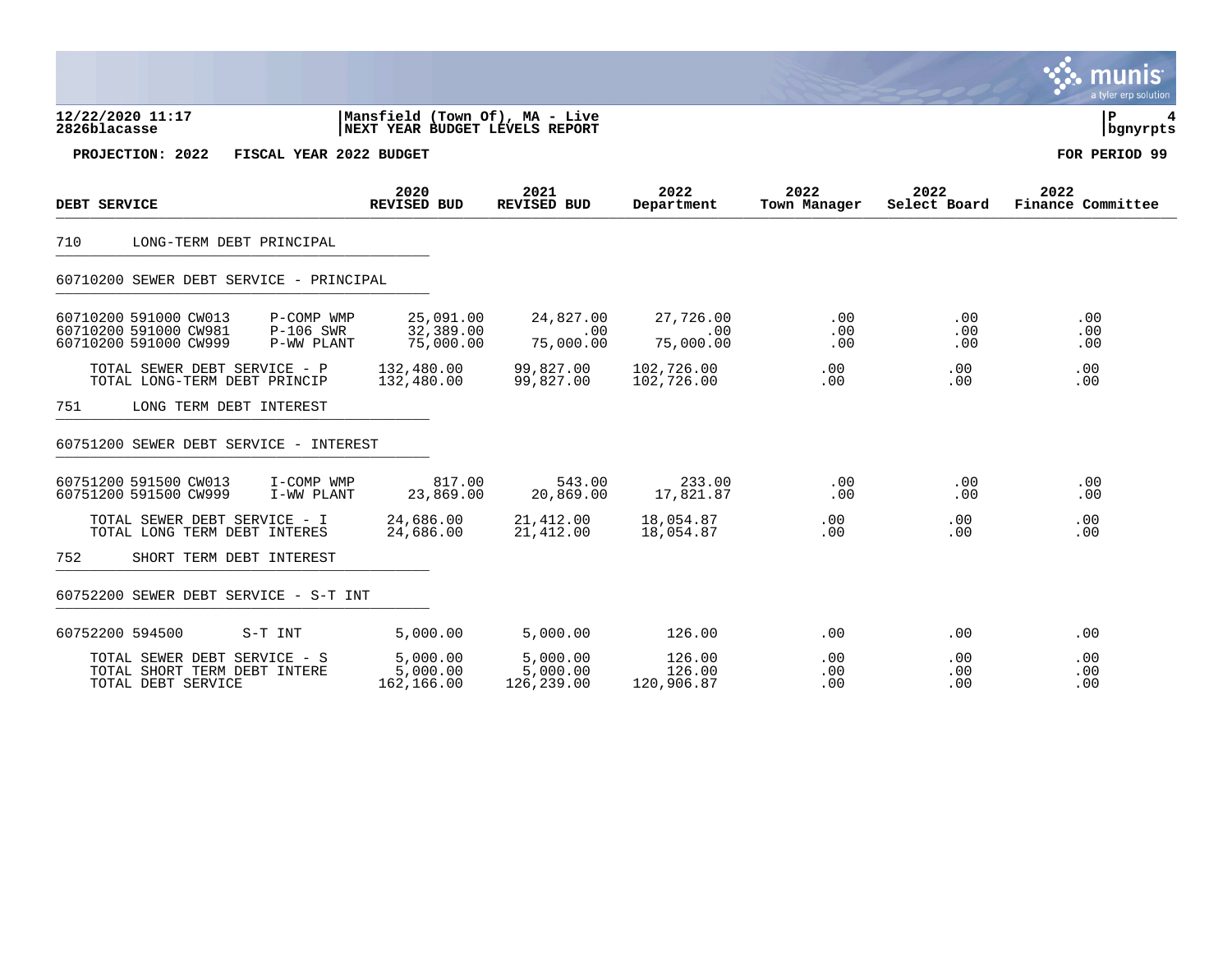12/22/2020 11:17
2826blacasse

Mansfield (Town Of), MA - Live
NEXT YEAR BUDGET LEVELS REPORT

P 4
bgnyrpts

**PROJECTION: 2022 FISCAL YEAR 2022 BUDGET** **FOR PERIOD 99**

| DEBT SERVICE | | 2020 REVISED BUD | 2021 REVISED BUD | 2022 Department | 2022 Town Manager | 2022 Select Board | 2022 Finance Committee |
|---|---|---|---|---|---|---|---|
| 710 LONG-TERM DEBT PRINCIPAL | | | | | | | |
| 60710200 SEWER DEBT SERVICE - PRINCIPAL | | | | | | | |
| 60710200 591000 CW013 | P-COMP WMP | 25,091.00 | 24,827.00 | 27,726.00 | .00 | .00 | .00 |
| 60710200 591000 CW981 | P-106 SWR | 32,389.00 | .00 | .00 | .00 | .00 | .00 |
| 60710200 591000 CW999 | P-WW PLANT | 75,000.00 | 75,000.00 | 75,000.00 | .00 | .00 | .00 |
| TOTAL SEWER DEBT SERVICE - P | | 132,480.00 | 99,827.00 | 102,726.00 | .00 | .00 | .00 |
| TOTAL LONG-TERM DEBT PRINCIP | | 132,480.00 | 99,827.00 | 102,726.00 | .00 | .00 | .00 |
| 751 LONG TERM DEBT INTEREST | | | | | | | |
| 60751200 SEWER DEBT SERVICE - INTEREST | | | | | | | |
| 60751200 591500 CW013 | I-COMP WMP | 817.00 | 543.00 | 233.00 | .00 | .00 | .00 |
| 60751200 591500 CW999 | I-WW PLANT | 23,869.00 | 20,869.00 | 17,821.87 | .00 | .00 | .00 |
| TOTAL SEWER DEBT SERVICE - I | | 24,686.00 | 21,412.00 | 18,054.87 | .00 | .00 | .00 |
| TOTAL LONG TERM DEBT INTERES | | 24,686.00 | 21,412.00 | 18,054.87 | .00 | .00 | .00 |
| 752 SHORT TERM DEBT INTEREST | | | | | | | |
| 60752200 SEWER DEBT SERVICE - S-T INT | | | | | | | |
| 60752200 594500 | S-T INT | 5,000.00 | 5,000.00 | 126.00 | .00 | .00 | .00 |
| TOTAL SEWER DEBT SERVICE - S | | 5,000.00 | 5,000.00 | 126.00 | .00 | .00 | .00 |
| TOTAL SHORT TERM DEBT INTERE | | 5,000.00 | 5,000.00 | 126.00 | .00 | .00 | .00 |
| TOTAL DEBT SERVICE | | 162,166.00 | 126,239.00 | 120,906.87 | .00 | .00 | .00 |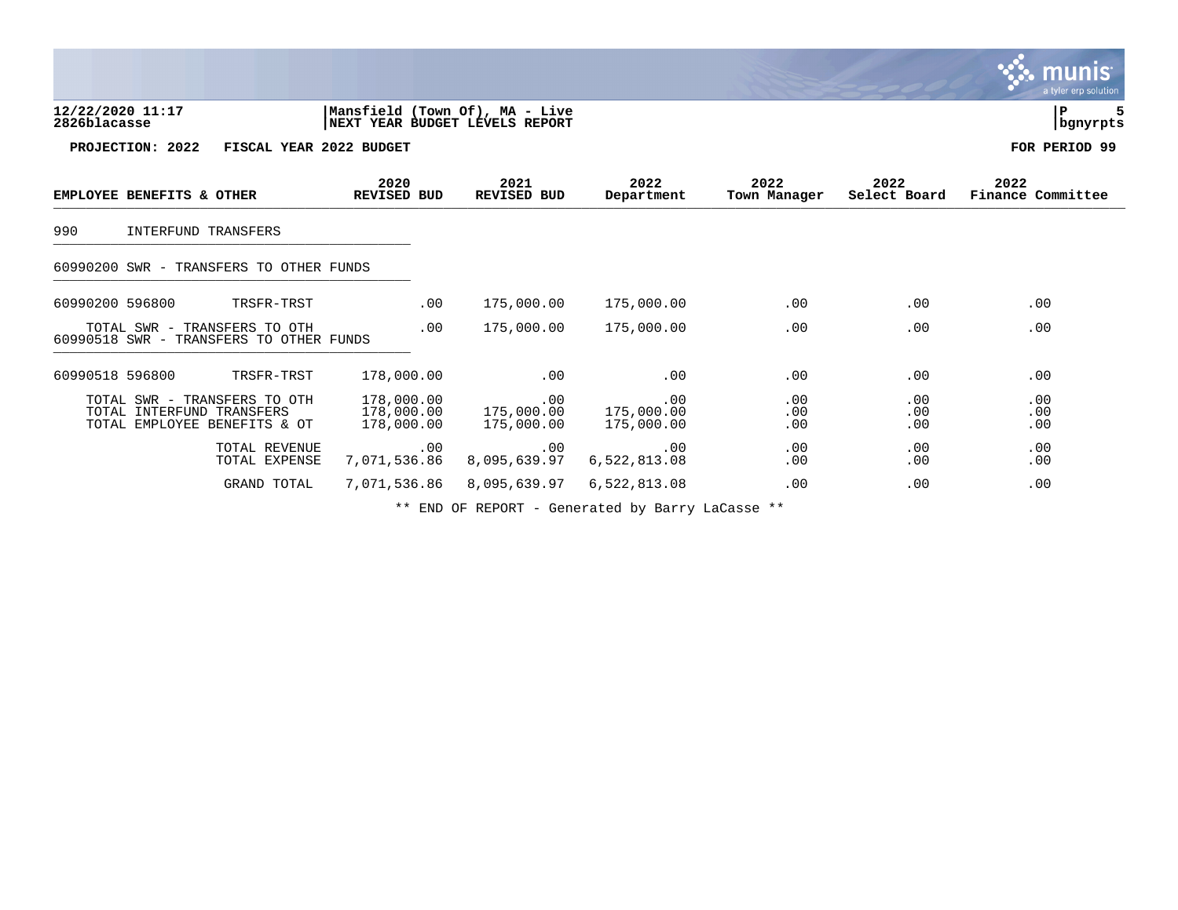12/22/2020 11:17 | Mansfield (Town Of), MA - Live | P 5
2826blacasse | NEXT YEAR BUDGET LEVELS REPORT | bgnyrpts

**PROJECTION: 2022 FISCAL YEAR 2022 BUDGET** **FOR PERIOD 99**

| EMPLOYEE BENEFITS & OTHER | 2020 REVISED BUD | 2021 REVISED BUD | 2022 Department | 2022 Town Manager | 2022 Select Board | 2022 Finance Committee |
|---|---|---|---|---|---|---|
| 990 INTERFUND TRANSFERS | | | | | | |
| 60990200 SWR - TRANSFERS TO OTHER FUNDS | | | | | | |
| 60990200 596800 TRSFR-TRST | .00 | 175,000.00 | 175,000.00 | .00 | .00 | .00 |
| TOTAL SWR - TRANSFERS TO OTH | .00 | 175,000.00 | 175,000.00 | .00 | .00 | .00 |
| 60990518 SWR - TRANSFERS TO OTHER FUNDS | | | | | | |
| 60990518 596800 TRSFR-TRST | 178,000.00 | .00 | .00 | .00 | .00 | .00 |
| TOTAL SWR - TRANSFERS TO OTH | 178,000.00 | .00 | .00 | .00 | .00 | .00 |
| TOTAL INTERFUND TRANSFERS | 178,000.00 | 175,000.00 | 175,000.00 | .00 | .00 | .00 |
| TOTAL EMPLOYEE BENEFITS & OT | 178,000.00 | 175,000.00 | 175,000.00 | .00 | .00 | .00 |
| TOTAL REVENUE | .00 | .00 | .00 | .00 | .00 | .00 |
| TOTAL EXPENSE | 7,071,536.86 | 8,095,639.97 | 6,522,813.08 | .00 | .00 | .00 |
| GRAND TOTAL | 7,071,536.86 | 8,095,639.97 | 6,522,813.08 | .00 | .00 | .00 |

** END OF REPORT - Generated by Barry LaCasse **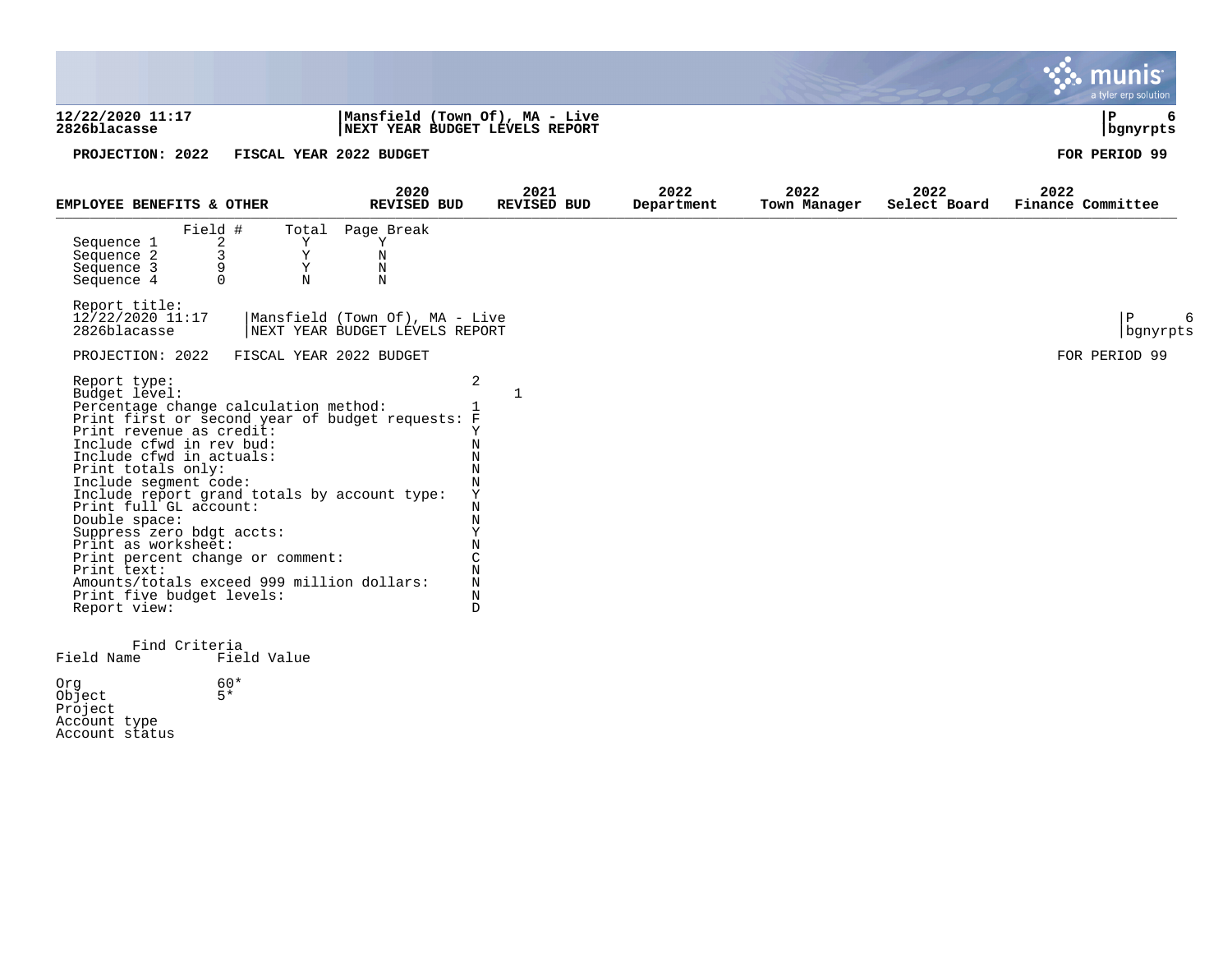PROJECTION: 2022 FISCAL YEAR 2022 BUDGET FOR PERIOD 99

| EMPLOYEE BENEFITS & OTHER | 2020 REVISED BUD | 2021 REVISED BUD | 2022 Department | 2022 Town Manager | 2022 Select Board | 2022 Finance Committee |
|---|---|---|---|---|---|---|

| | Field # | Total | Page Break |
|---|---|---|---|
| Sequence 1 | 2 | Y | Y |
| Sequence 2 | 3 | Y | N |
| Sequence 3 | 9 | Y | N |
| Sequence 4 | 0 | N | N |

Report title:
12/22/2020 11:17 |Mansfield (Town Of), MA - Live |P 6
2826blacasse |NEXT YEAR BUDGET LEVELS REPORT |bgnyrpts

PROJECTION: 2022 FISCAL YEAR 2022 BUDGET FOR PERIOD 99

| | |
|---|---|
| Report type: | 2 |
| Budget level: | 1 |
| Percentage change calculation method: | 1 |
| Print first or second year of budget requests: | F |
| Print revenue as credit: | Y |
| Include cfwd in rev bud: | N |
| Include cfwd in actuals: | N |
| Print totals only: | N |
| Include segment code: | N |
| Include report grand totals by account type: | Y |
| Print full GL account: | N |
| Double space: | N |
| Suppress zero bdgt accts: | Y |
| Print as worksheet: | N |
| Print percent change or comment: | C |
| Print text: | N |
| Amounts/totals exceed 999 million dollars: | N |
| Print five budget levels: | N |
| Report view: | D |

Find Criteria

| Field Name | Field Value |
|---|---|
| Org | 60* |
| Object | 5* |
| Project | |
| Account type | |
| Account status | |